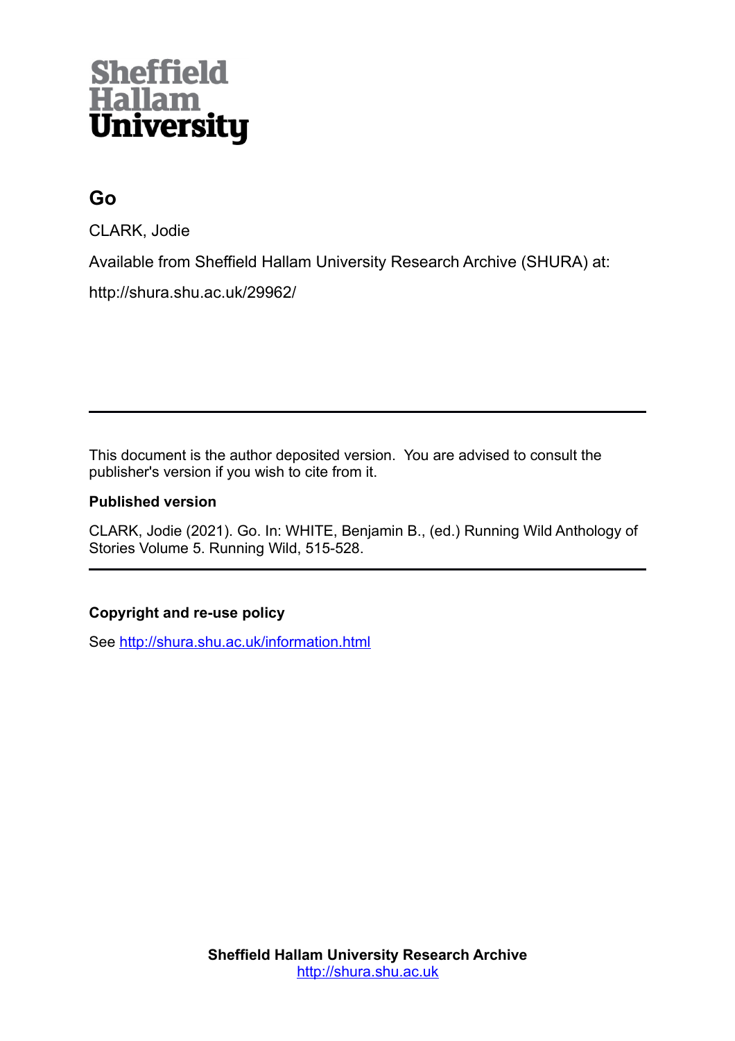Sheffield Hallam University

# Go

CLARK, Jodie

Available from Sheffield Hallam University Research Archive (SHURA) at:

http://shura.shu.ac.uk/29962/

---

This document is the author deposited version. You are advised to consult the publisher's version if you wish to cite from it.

**Published version**

CLARK, Jodie (2021). Go. In: WHITE, Benjamin B., (ed.) Running Wild Anthology of Stories Volume 5. Running Wild, 515-528.

---

**Copyright and re-use policy**

See [http://shura.shu.ac.uk/information.html](http://shura.shu.ac.uk/information.html)

**Sheffield Hallam University Research Archive**
[http://shura.shu.ac.uk](http://shura.shu.ac.uk)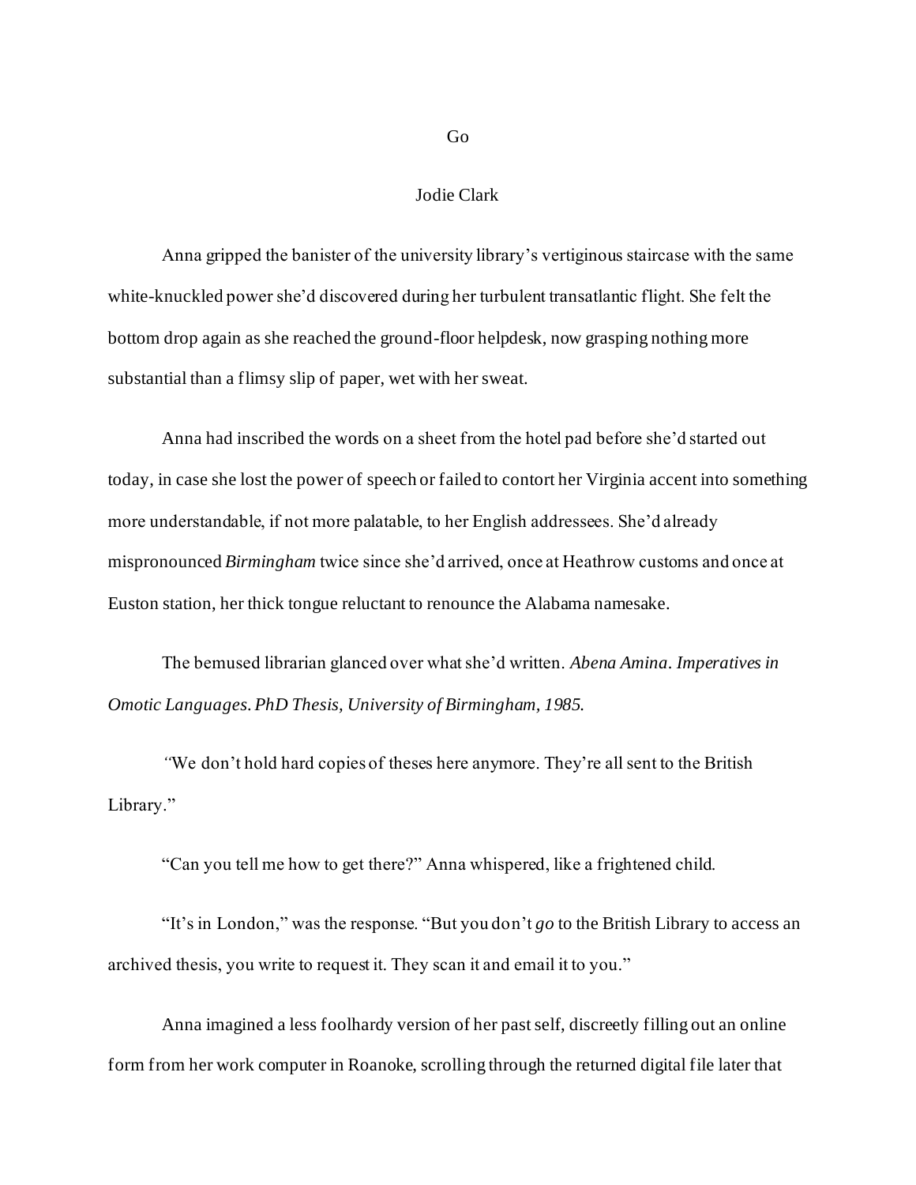# Go

Jodie Clark

Anna gripped the banister of the university library's vertiginous staircase with the same white-knuckled power she'd discovered during her turbulent transatlantic flight. She felt the bottom drop again as she reached the ground-floor helpdesk, now grasping nothing more substantial than a flimsy slip of paper, wet with her sweat.

Anna had inscribed the words on a sheet from the hotel pad before she'd started out today, in case she lost the power of speech or failed to contort her Virginia accent into something more understandable, if not more palatable, to her English addressees. She'd already mispronounced *Birmingham* twice since she'd arrived, once at Heathrow customs and once at Euston station, her thick tongue reluctant to renounce the Alabama namesake.

The bemused librarian glanced over what she'd written. *Abena Amina. Imperatives in Omotic Languages. PhD Thesis, University of Birmingham, 1985.*

"We don't hold hard copies of theses here anymore. They're all sent to the British Library."

"Can you tell me how to get there?" Anna whispered, like a frightened child.

"It's in London," was the response. "But you don't *go* to the British Library to access an archived thesis, you write to request it. They scan it and email it to you."

Anna imagined a less foolhardy version of her past self, discreetly filling out an online form from her work computer in Roanoke, scrolling through the returned digital file later that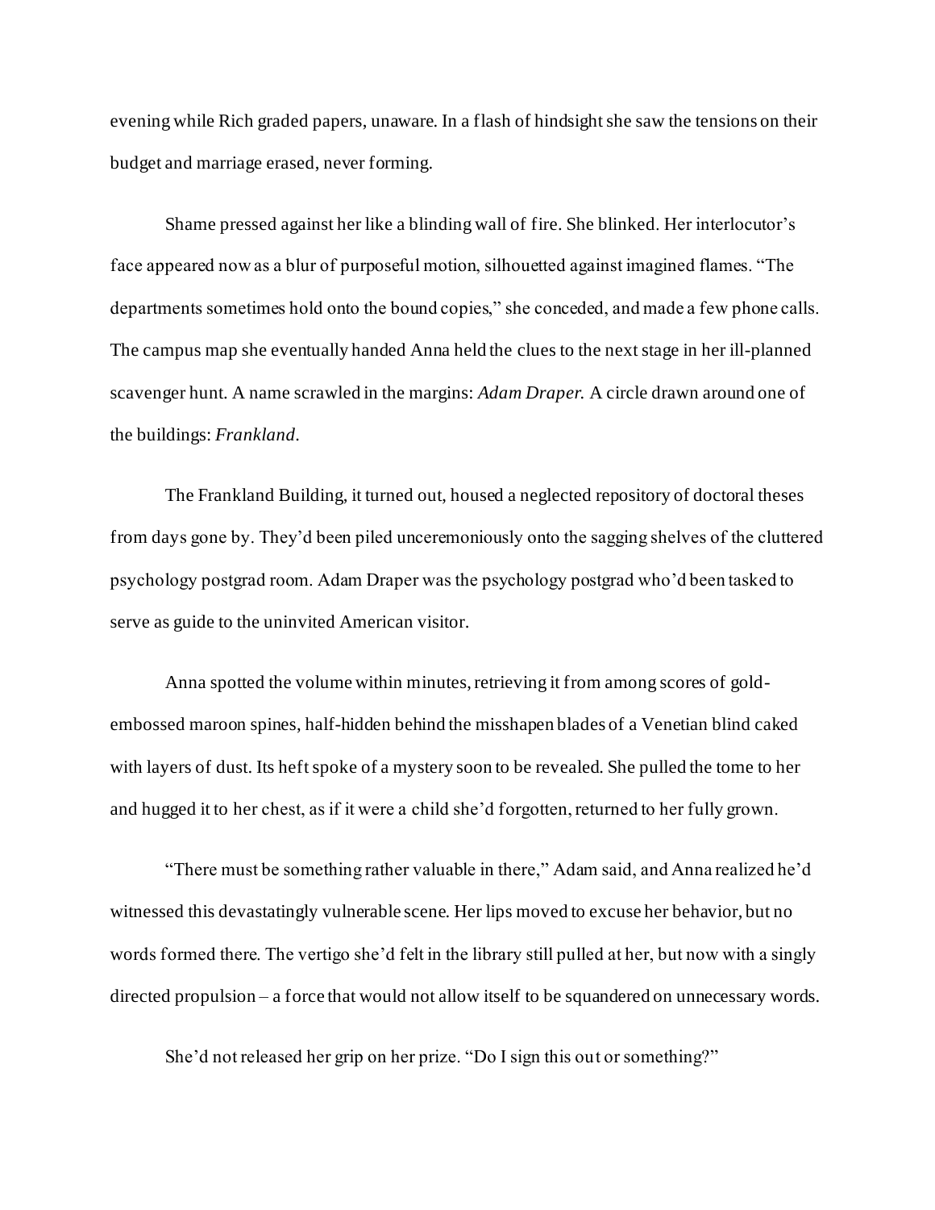evening while Rich graded papers, unaware. In a flash of hindsight she saw the tensions on their budget and marriage erased, never forming.

Shame pressed against her like a blinding wall of fire. She blinked. Her interlocutor's face appeared now as a blur of purposeful motion, silhouetted against imagined flames. "The departments sometimes hold onto the bound copies," she conceded, and made a few phone calls. The campus map she eventually handed Anna held the clues to the next stage in her ill-planned scavenger hunt. A name scrawled in the margins: *Adam Draper.* A circle drawn around one of the buildings: *Frankland*.

The Frankland Building, it turned out, housed a neglected repository of doctoral theses from days gone by. They'd been piled unceremoniously onto the sagging shelves of the cluttered psychology postgrad room. Adam Draper was the psychology postgrad who'd been tasked to serve as guide to the uninvited American visitor.

Anna spotted the volume within minutes, retrieving it from among scores of gold-embossed maroon spines, half-hidden behind the misshapen blades of a Venetian blind caked with layers of dust. Its heft spoke of a mystery soon to be revealed. She pulled the tome to her and hugged it to her chest, as if it were a child she'd forgotten, returned to her fully grown.

"There must be something rather valuable in there," Adam said, and Anna realized he'd witnessed this devastatingly vulnerable scene. Her lips moved to excuse her behavior, but no words formed there. The vertigo she'd felt in the library still pulled at her, but now with a singly directed propulsion – a force that would not allow itself to be squandered on unnecessary words.

She'd not released her grip on her prize. "Do I sign this out or something?"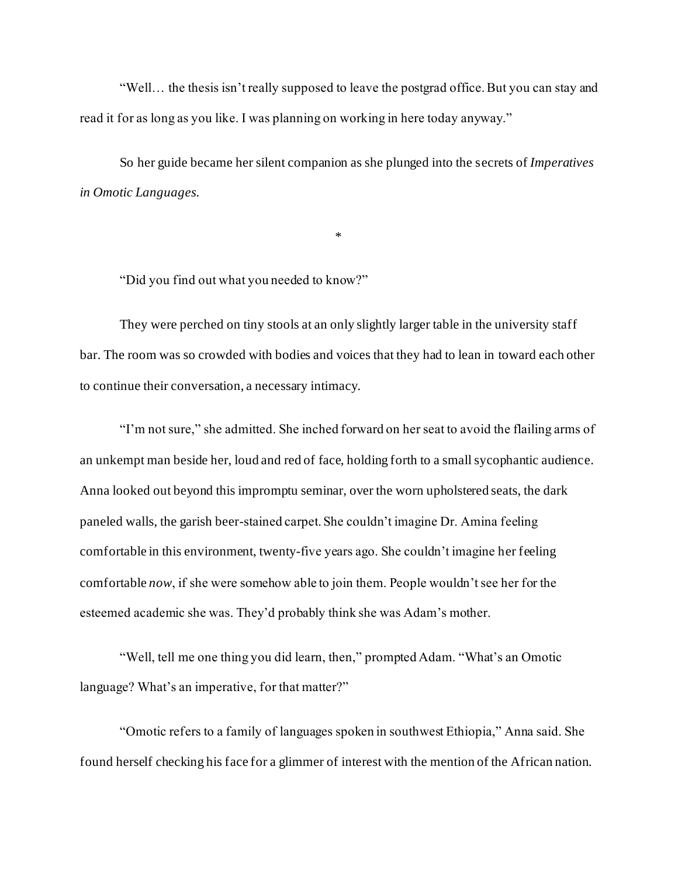"Well… the thesis isn't really supposed to leave the postgrad office. But you can stay and read it for as long as you like. I was planning on working in here today anyway."

So her guide became her silent companion as she plunged into the secrets of *Imperatives in Omotic Languages.*

*

"Did you find out what you needed to know?"

They were perched on tiny stools at an only slightly larger table in the university staff bar. The room was so crowded with bodies and voices that they had to lean in toward each other to continue their conversation, a necessary intimacy.

"I'm not sure," she admitted. She inched forward on her seat to avoid the flailing arms of an unkempt man beside her, loud and red of face, holding forth to a small sycophantic audience. Anna looked out beyond this impromptu seminar, over the worn upholstered seats, the dark paneled walls, the garish beer-stained carpet. She couldn't imagine Dr. Amina feeling comfortable in this environment, twenty-five years ago. She couldn't imagine her feeling comfortable *now*, if she were somehow able to join them. People wouldn't see her for the esteemed academic she was. They'd probably think she was Adam's mother.

"Well, tell me one thing you did learn, then," prompted Adam. "What's an Omotic language? What's an imperative, for that matter?"

"Omotic refers to a family of languages spoken in southwest Ethiopia," Anna said. She found herself checking his face for a glimmer of interest with the mention of the African nation.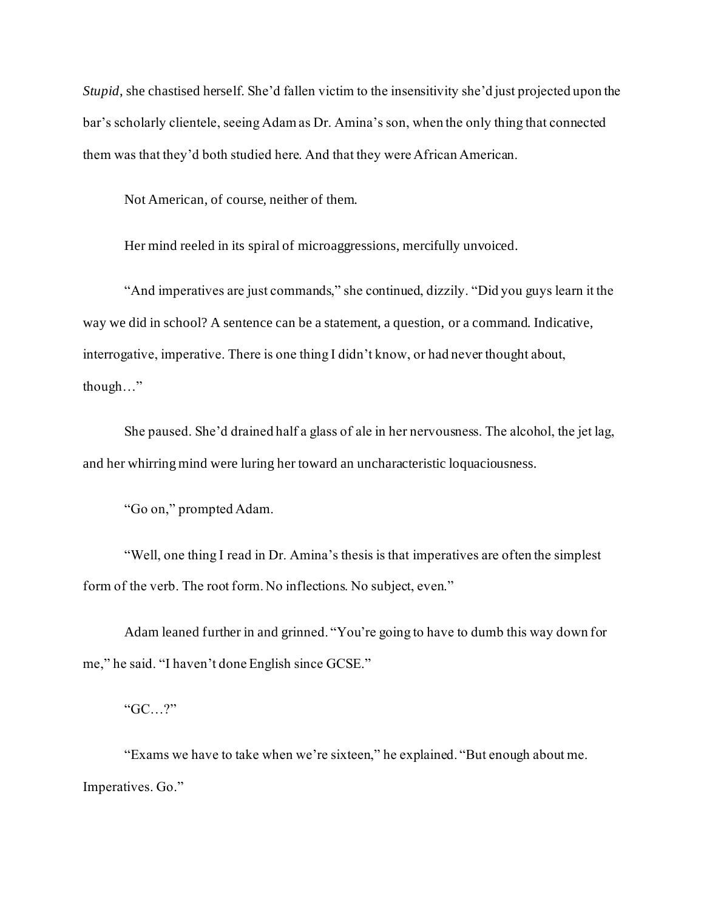*Stupid*, she chastised herself. She'd fallen victim to the insensitivity she'd just projected upon the bar's scholarly clientele, seeing Adam as Dr. Amina's son, when the only thing that connected them was that they'd both studied here. And that they were African American.

Not American, of course, neither of them.

Her mind reeled in its spiral of microaggressions, mercifully unvoiced.

"And imperatives are just commands," she continued, dizzily. "Did you guys learn it the way we did in school? A sentence can be a statement, a question, or a command. Indicative, interrogative, imperative. There is one thing I didn't know, or had never thought about, though…"

She paused. She'd drained half a glass of ale in her nervousness. The alcohol, the jet lag, and her whirring mind were luring her toward an uncharacteristic loquaciousness.

"Go on," prompted Adam.

"Well, one thing I read in Dr. Amina's thesis is that imperatives are often the simplest form of the verb. The root form. No inflections. No subject, even."

Adam leaned further in and grinned. "You're going to have to dumb this way down for me," he said. "I haven't done English since GCSE."

"GC…?"

"Exams we have to take when we're sixteen," he explained. "But enough about me. Imperatives. Go."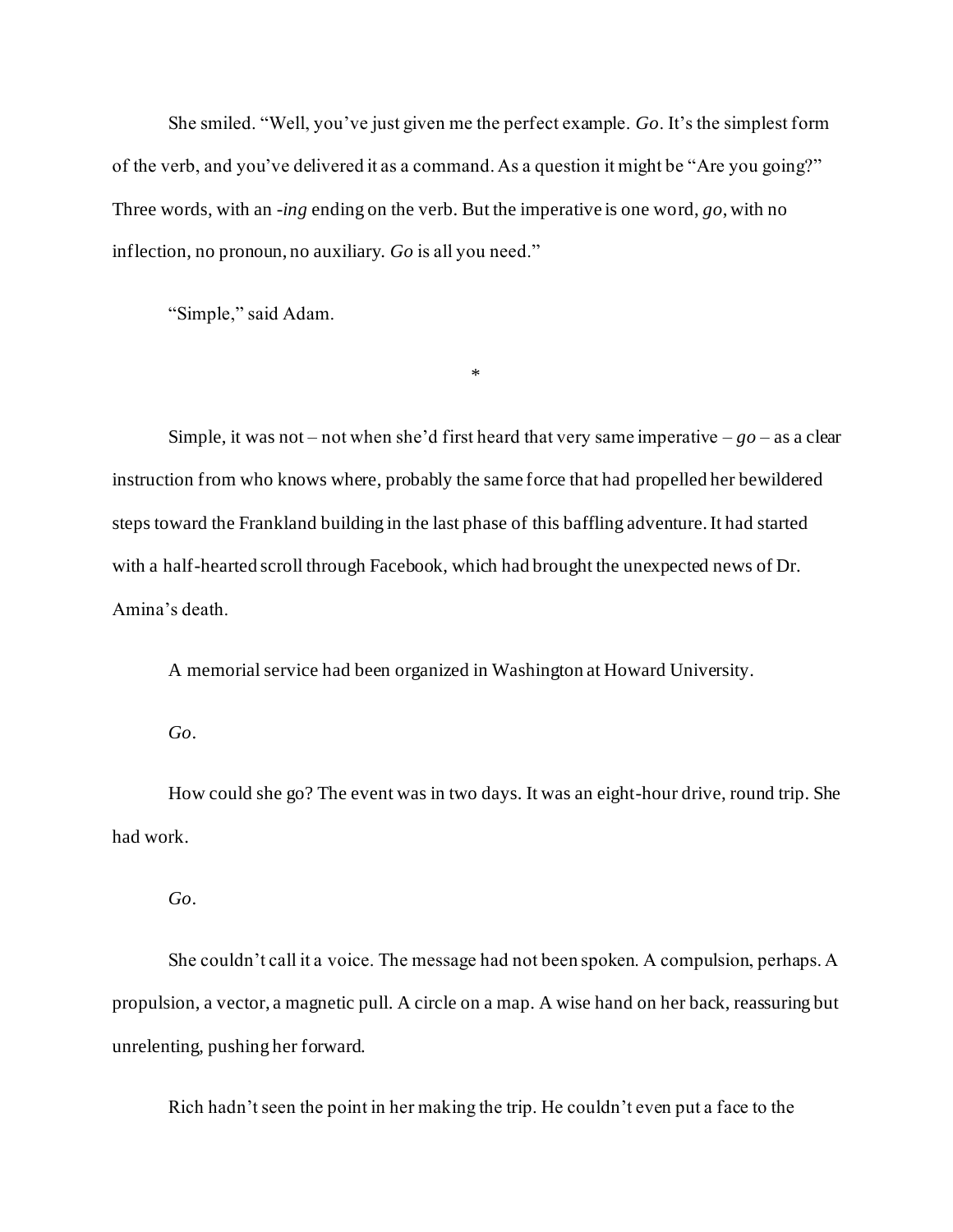She smiled. “Well, you’ve just given me the perfect example. *Go*. It’s the simplest form of the verb, and you’ve delivered it as a command. As a question it might be “Are you going?” Three words, with an *-ing* ending on the verb. But the imperative is one word, *go*, with no inflection, no pronoun, no auxiliary. *Go* is all you need.”

“Simple,” said Adam.

*

Simple, it was not – not when she’d first heard that very same imperative – *go* – as a clear instruction from who knows where, probably the same force that had propelled her bewildered steps toward the Frankland building in the last phase of this baffling adventure. It had started with a half-hearted scroll through Facebook, which had brought the unexpected news of Dr. Amina’s death.

A memorial service had been organized in Washington at Howard University.

*Go*.

How could she go? The event was in two days. It was an eight-hour drive, round trip. She had work.

*Go*.

She couldn’t call it a voice. The message had not been spoken. A compulsion, perhaps. A propulsion, a vector, a magnetic pull. A circle on a map. A wise hand on her back, reassuring but unrelenting, pushing her forward.

Rich hadn’t seen the point in her making the trip. He couldn’t even put a face to the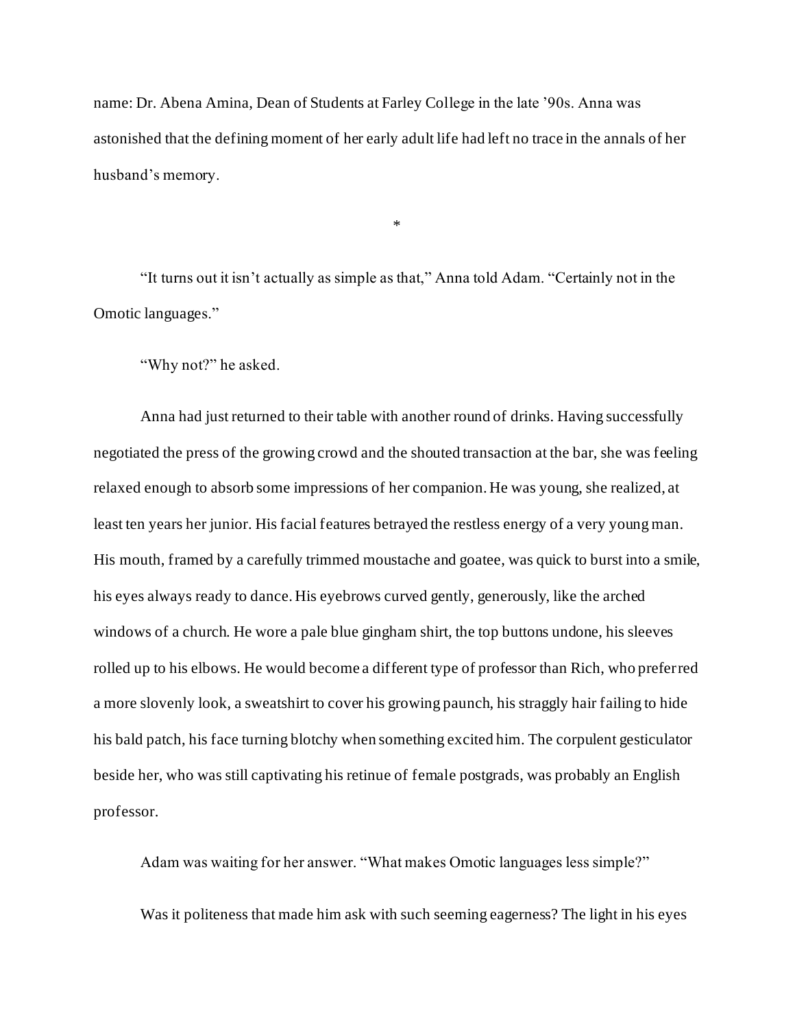name: Dr. Abena Amina, Dean of Students at Farley College in the late ’90s. Anna was astonished that the defining moment of her early adult life had left no trace in the annals of her husband’s memory.

*

“It turns out it isn’t actually as simple as that,” Anna told Adam. “Certainly not in the Omotic languages.”

“Why not?” he asked.

Anna had just returned to their table with another round of drinks. Having successfully negotiated the press of the growing crowd and the shouted transaction at the bar, she was feeling relaxed enough to absorb some impressions of her companion. He was young, she realized, at least ten years her junior. His facial features betrayed the restless energy of a very young man. His mouth, framed by a carefully trimmed moustache and goatee, was quick to burst into a smile, his eyes always ready to dance. His eyebrows curved gently, generously, like the arched windows of a church. He wore a pale blue gingham shirt, the top buttons undone, his sleeves rolled up to his elbows. He would become a different type of professor than Rich, who preferred a more slovenly look, a sweatshirt to cover his growing paunch, his straggly hair failing to hide his bald patch, his face turning blotchy when something excited him. The corpulent gesticulator beside her, who was still captivating his retinue of female postgrads, was probably an English professor.

Adam was waiting for her answer. “What makes Omotic languages less simple?”

Was it politeness that made him ask with such seeming eagerness? The light in his eyes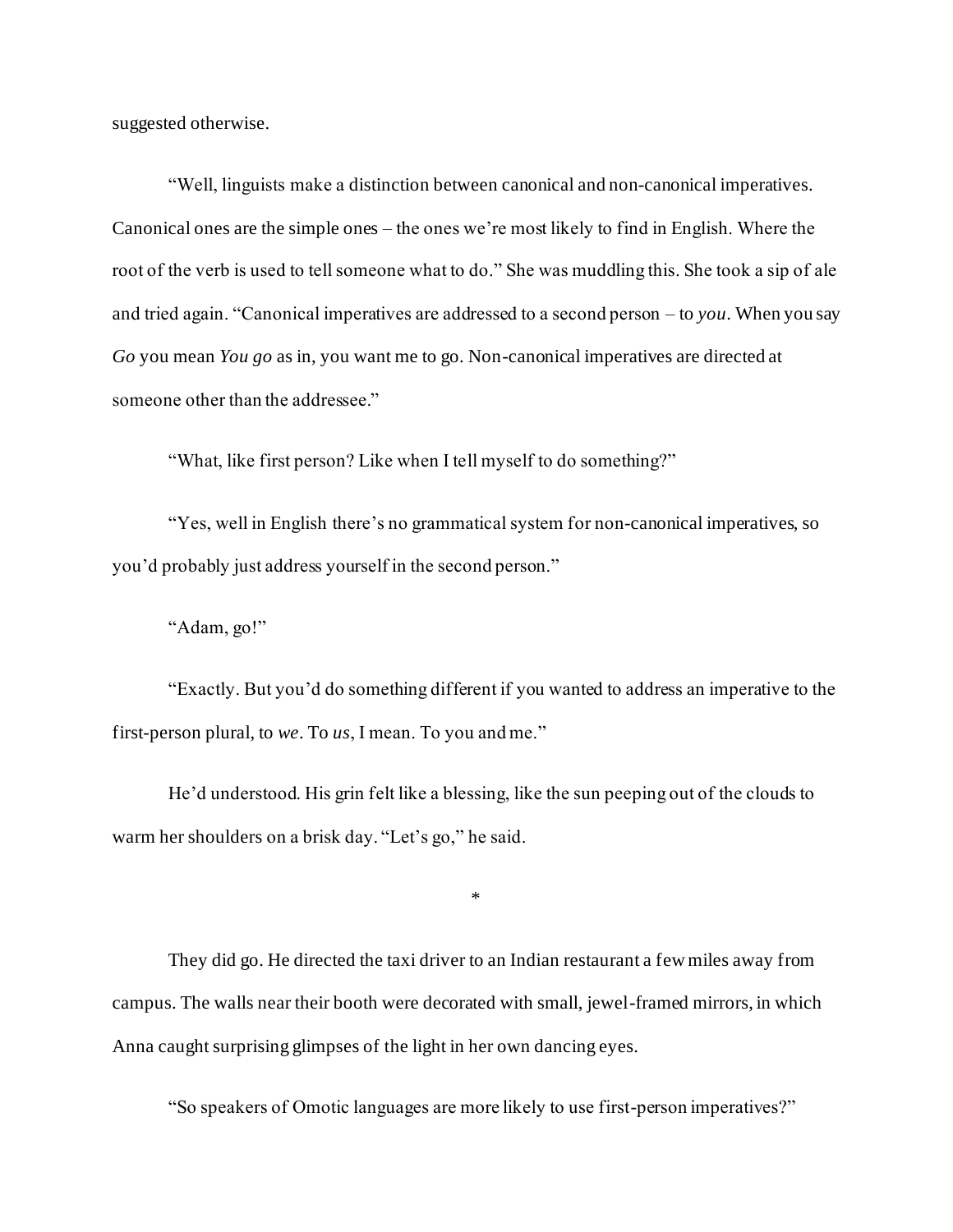suggested otherwise.

"Well, linguists make a distinction between canonical and non-canonical imperatives. Canonical ones are the simple ones – the ones we're most likely to find in English. Where the root of the verb is used to tell someone what to do." She was muddling this. She took a sip of ale and tried again. "Canonical imperatives are addressed to a second person – to *you*. When you say *Go* you mean *You go* as in, you want me to go. Non-canonical imperatives are directed at someone other than the addressee."

"What, like first person? Like when I tell myself to do something?"

"Yes, well in English there's no grammatical system for non-canonical imperatives, so you'd probably just address yourself in the second person."

"Adam, go!"

"Exactly. But you'd do something different if you wanted to address an imperative to the first-person plural, to *we*. To *us*, I mean. To you and me."

He'd understood. His grin felt like a blessing, like the sun peeping out of the clouds to warm her shoulders on a brisk day. "Let's go," he said.

*

They did go. He directed the taxi driver to an Indian restaurant a few miles away from campus. The walls near their booth were decorated with small, jewel-framed mirrors, in which Anna caught surprising glimpses of the light in her own dancing eyes.

"So speakers of Omotic languages are more likely to use first-person imperatives?"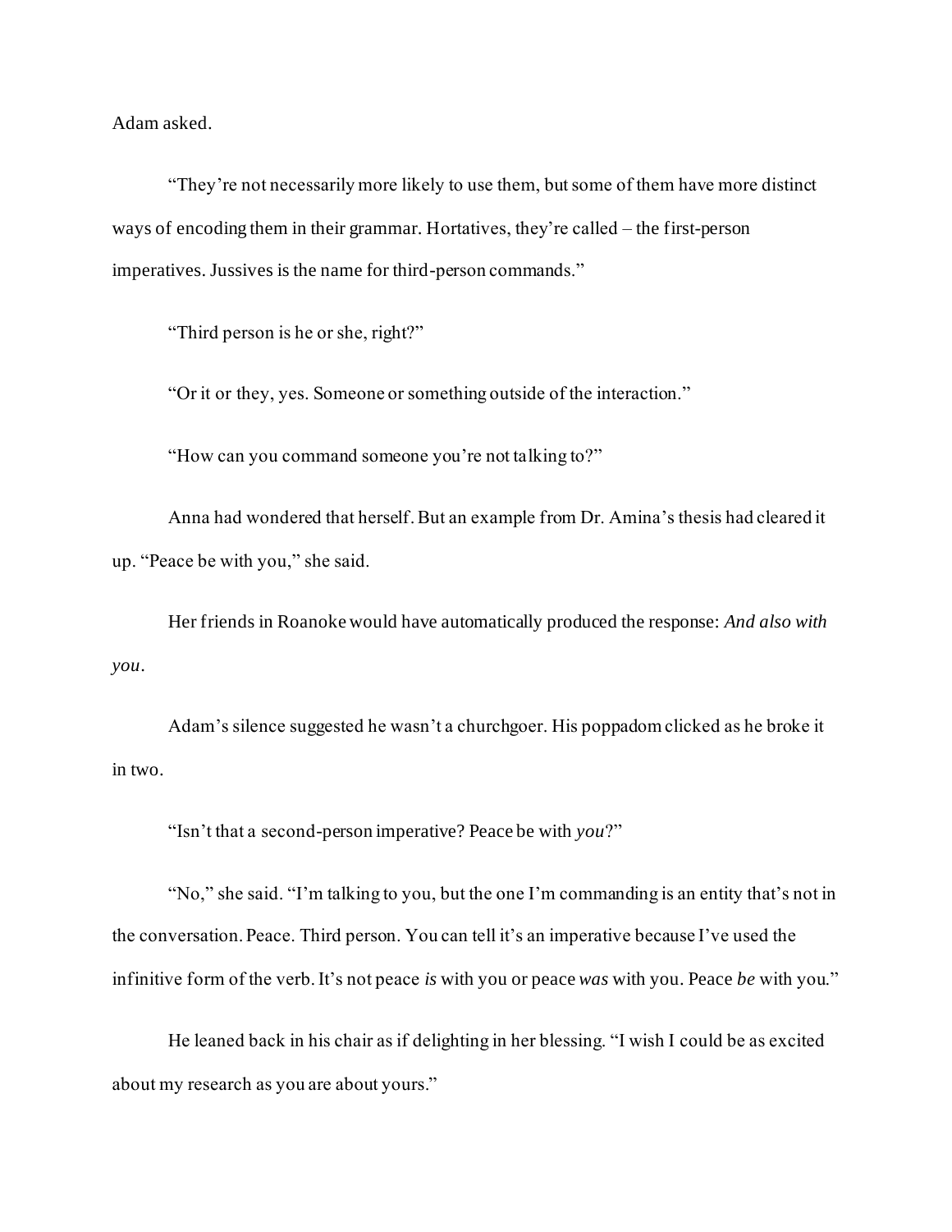Adam asked.

"They're not necessarily more likely to use them, but some of them have more distinct ways of encoding them in their grammar. Hortatives, they're called – the first-person imperatives. Jussives is the name for third-person commands."

"Third person is he or she, right?"

"Or it or they, yes. Someone or something outside of the interaction."

"How can you command someone you're not talking to?"

Anna had wondered that herself. But an example from Dr. Amina's thesis had cleared it up. "Peace be with you," she said.

Her friends in Roanoke would have automatically produced the response: *And also with you*.

Adam's silence suggested he wasn't a churchgoer. His poppadom clicked as he broke it in two.

"Isn't that a second-person imperative? Peace be with *you*?"

"No," she said. "I'm talking to you, but the one I'm commanding is an entity that's not in the conversation. Peace. Third person. You can tell it's an imperative because I've used the infinitive form of the verb. It's not peace *is* with you or peace *was* with you. Peace *be* with you."

He leaned back in his chair as if delighting in her blessing. "I wish I could be as excited about my research as you are about yours."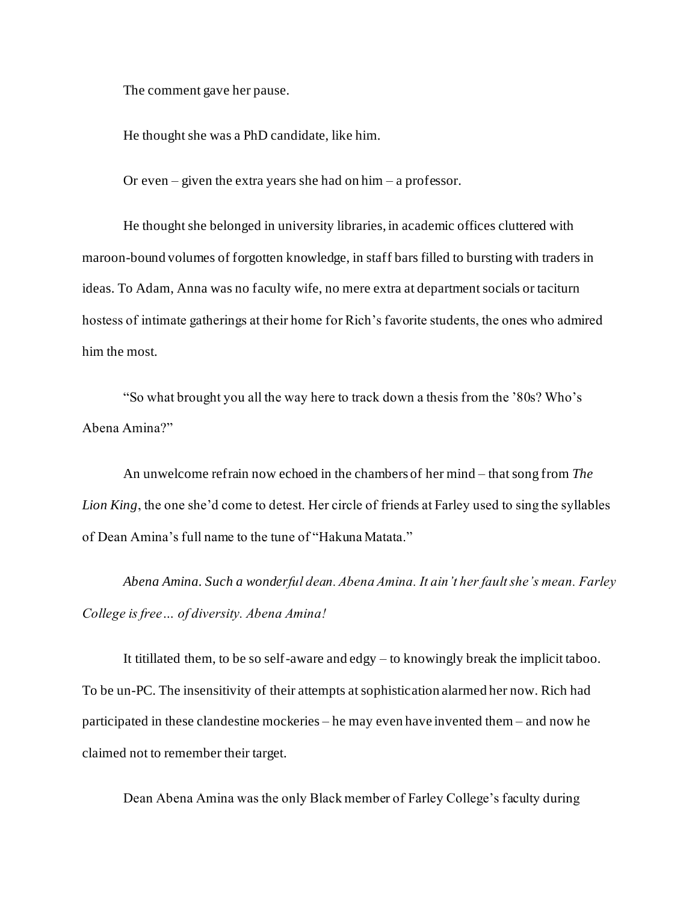The comment gave her pause.

He thought she was a PhD candidate, like him.

Or even – given the extra years she had on him – a professor.

He thought she belonged in university libraries, in academic offices cluttered with maroon-bound volumes of forgotten knowledge, in staff bars filled to bursting with traders in ideas. To Adam, Anna was no faculty wife, no mere extra at department socials or taciturn hostess of intimate gatherings at their home for Rich's favorite students, the ones who admired him the most.

"So what brought you all the way here to track down a thesis from the '80s? Who's Abena Amina?"

An unwelcome refrain now echoed in the chambers of her mind – that song from *The Lion King*, the one she'd come to detest. Her circle of friends at Farley used to sing the syllables of Dean Amina's full name to the tune of "Hakuna Matata."

*Abena Amina. Such a wonderful dean. Abena Amina. It ain't her fault she's mean. Farley College is free… of diversity. Abena Amina!*

It titillated them, to be so self-aware and edgy – to knowingly break the implicit taboo. To be un-PC. The insensitivity of their attempts at sophistication alarmed her now. Rich had participated in these clandestine mockeries – he may even have invented them – and now he claimed not to remember their target.

Dean Abena Amina was the only Black member of Farley College's faculty during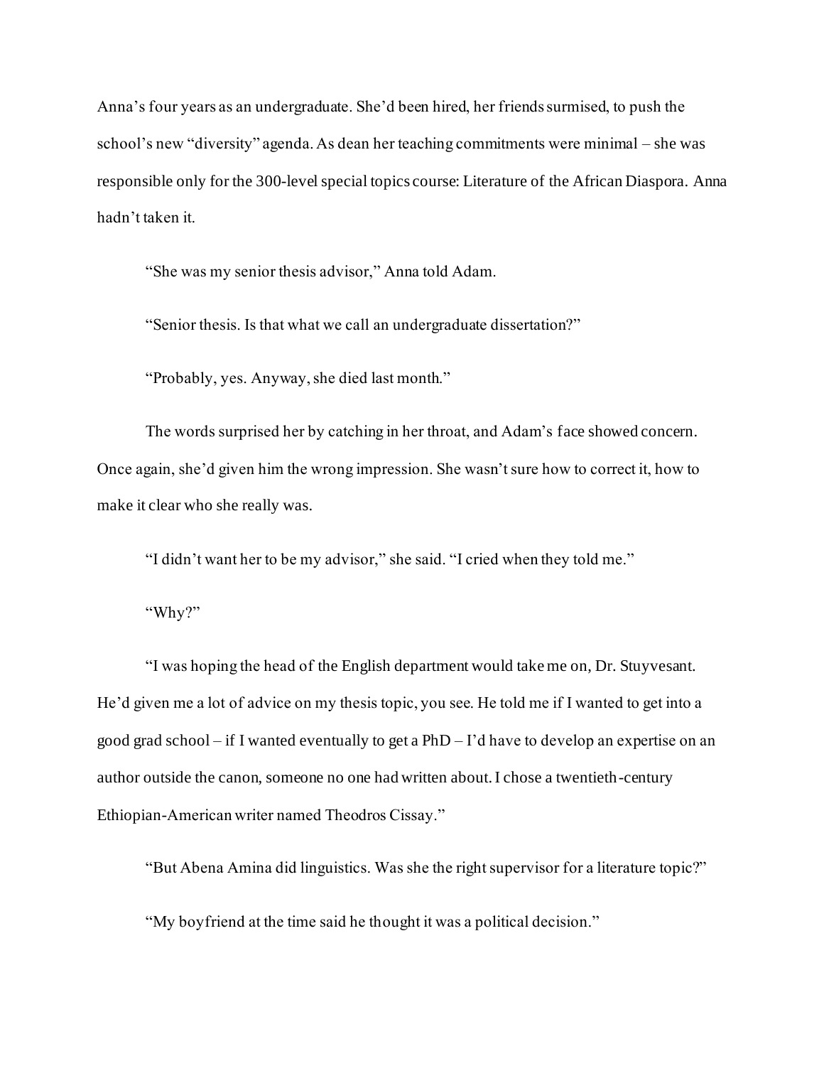Anna's four years as an undergraduate. She'd been hired, her friends surmised, to push the school's new "diversity" agenda. As dean her teaching commitments were minimal – she was responsible only for the 300-level special topics course: Literature of the African Diaspora. Anna hadn't taken it.

"She was my senior thesis advisor," Anna told Adam.

"Senior thesis. Is that what we call an undergraduate dissertation?"

"Probably, yes. Anyway, she died last month."

The words surprised her by catching in her throat, and Adam's face showed concern. Once again, she'd given him the wrong impression. She wasn't sure how to correct it, how to make it clear who she really was.

"I didn't want her to be my advisor," she said. "I cried when they told me."

"Why?"

"I was hoping the head of the English department would take me on, Dr. Stuyvesant. He'd given me a lot of advice on my thesis topic, you see. He told me if I wanted to get into a good grad school – if I wanted eventually to get a PhD – I'd have to develop an expertise on an author outside the canon, someone no one had written about. I chose a twentieth-century Ethiopian-American writer named Theodros Cissay."

"But Abena Amina did linguistics. Was she the right supervisor for a literature topic?"

"My boyfriend at the time said he thought it was a political decision."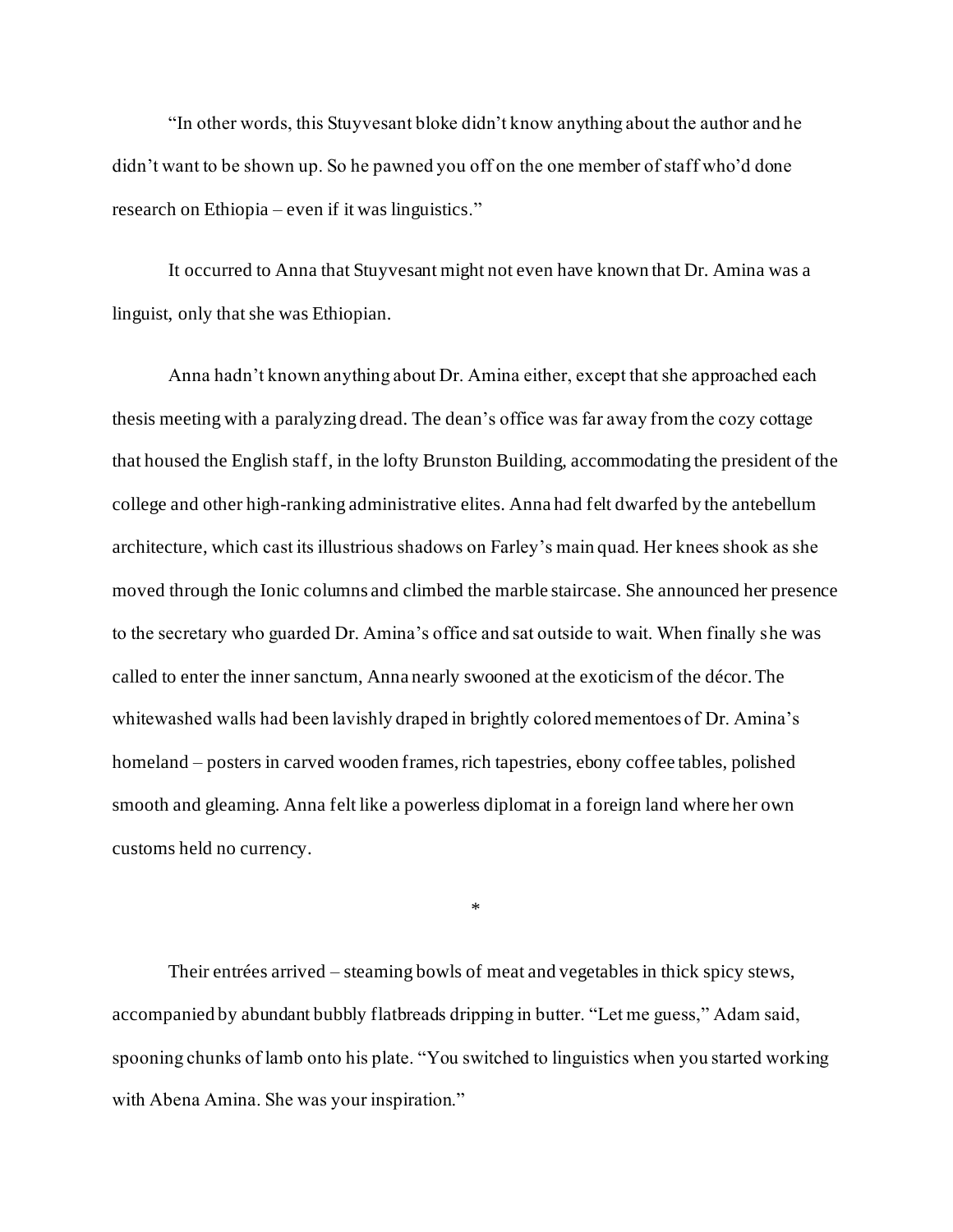"In other words, this Stuyvesant bloke didn't know anything about the author and he didn't want to be shown up. So he pawned you off on the one member of staff who'd done research on Ethiopia – even if it was linguistics."

It occurred to Anna that Stuyvesant might not even have known that Dr. Amina was a linguist, only that she was Ethiopian.

Anna hadn't known anything about Dr. Amina either, except that she approached each thesis meeting with a paralyzing dread. The dean's office was far away from the cozy cottage that housed the English staff, in the lofty Brunston Building, accommodating the president of the college and other high-ranking administrative elites. Anna had felt dwarfed by the antebellum architecture, which cast its illustrious shadows on Farley's main quad. Her knees shook as she moved through the Ionic columns and climbed the marble staircase. She announced her presence to the secretary who guarded Dr. Amina's office and sat outside to wait. When finally she was called to enter the inner sanctum, Anna nearly swooned at the exoticism of the décor. The whitewashed walls had been lavishly draped in brightly colored mementoes of Dr. Amina's homeland – posters in carved wooden frames, rich tapestries, ebony coffee tables, polished smooth and gleaming. Anna felt like a powerless diplomat in a foreign land where her own customs held no currency.

*

Their entrées arrived – steaming bowls of meat and vegetables in thick spicy stews, accompanied by abundant bubbly flatbreads dripping in butter. "Let me guess," Adam said, spooning chunks of lamb onto his plate. "You switched to linguistics when you started working with Abena Amina. She was your inspiration."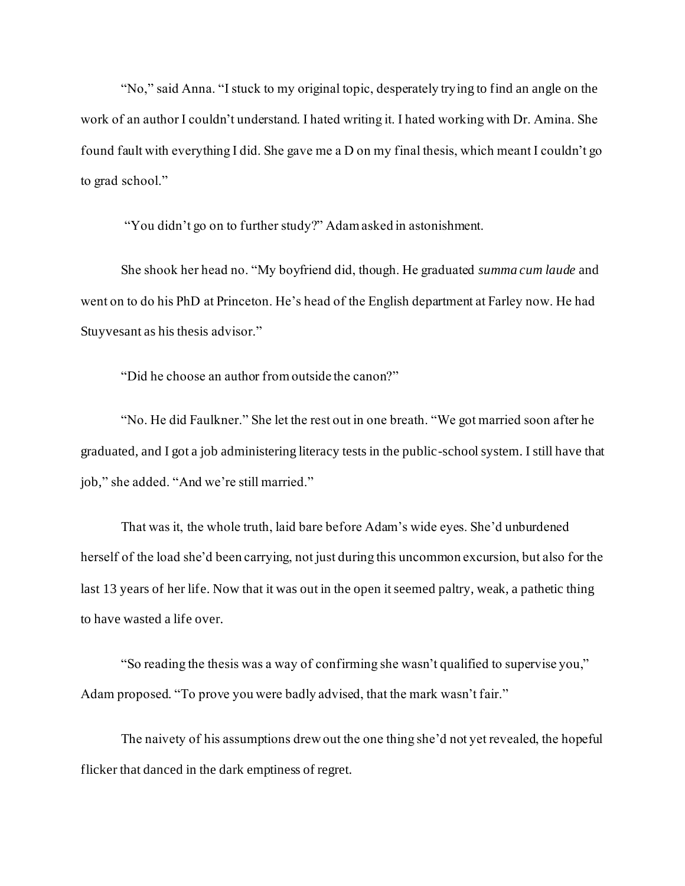"No," said Anna. "I stuck to my original topic, desperately trying to find an angle on the work of an author I couldn't understand. I hated writing it. I hated working with Dr. Amina. She found fault with everything I did. She gave me a D on my final thesis, which meant I couldn't go to grad school."

"You didn't go on to further study?" Adam asked in astonishment.

She shook her head no. "My boyfriend did, though. He graduated *summa cum laude* and went on to do his PhD at Princeton. He's head of the English department at Farley now. He had Stuyvesant as his thesis advisor."

"Did he choose an author from outside the canon?"

"No. He did Faulkner." She let the rest out in one breath. "We got married soon after he graduated, and I got a job administering literacy tests in the public-school system. I still have that job," she added. "And we're still married."

That was it, the whole truth, laid bare before Adam's wide eyes. She'd unburdened herself of the load she'd been carrying, not just during this uncommon excursion, but also for the last 13 years of her life. Now that it was out in the open it seemed paltry, weak, a pathetic thing to have wasted a life over.

"So reading the thesis was a way of confirming she wasn't qualified to supervise you," Adam proposed. "To prove you were badly advised, that the mark wasn't fair."

The naivety of his assumptions drew out the one thing she'd not yet revealed, the hopeful flicker that danced in the dark emptiness of regret.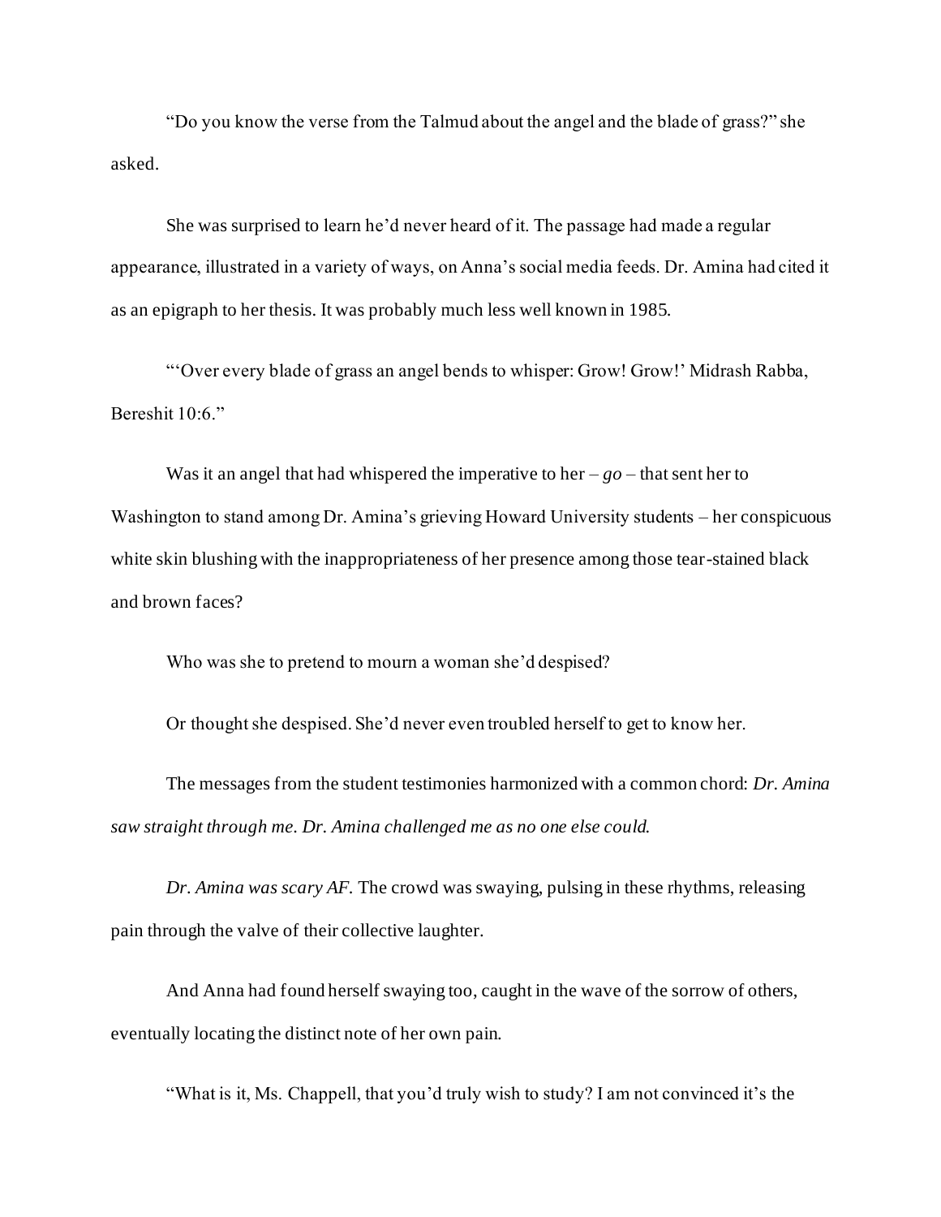"Do you know the verse from the Talmud about the angel and the blade of grass?" she asked.

She was surprised to learn he'd never heard of it. The passage had made a regular appearance, illustrated in a variety of ways, on Anna's social media feeds. Dr. Amina had cited it as an epigraph to her thesis. It was probably much less well known in 1985.

"'Over every blade of grass an angel bends to whisper: Grow! Grow!' Midrash Rabba, Bereshit 10:6."

Was it an angel that had whispered the imperative to her – *go* – that sent her to Washington to stand among Dr. Amina's grieving Howard University students – her conspicuous white skin blushing with the inappropriateness of her presence among those tear-stained black and brown faces?

Who was she to pretend to mourn a woman she'd despised?

Or thought she despised. She'd never even troubled herself to get to know her.

The messages from the student testimonies harmonized with a common chord: *Dr. Amina saw straight through me. Dr. Amina challenged me as no one else could.*

*Dr. Amina was scary AF.* The crowd was swaying, pulsing in these rhythms, releasing pain through the valve of their collective laughter.

And Anna had found herself swaying too, caught in the wave of the sorrow of others, eventually locating the distinct note of her own pain.

"What is it, Ms. Chappell, that you'd truly wish to study? I am not convinced it's the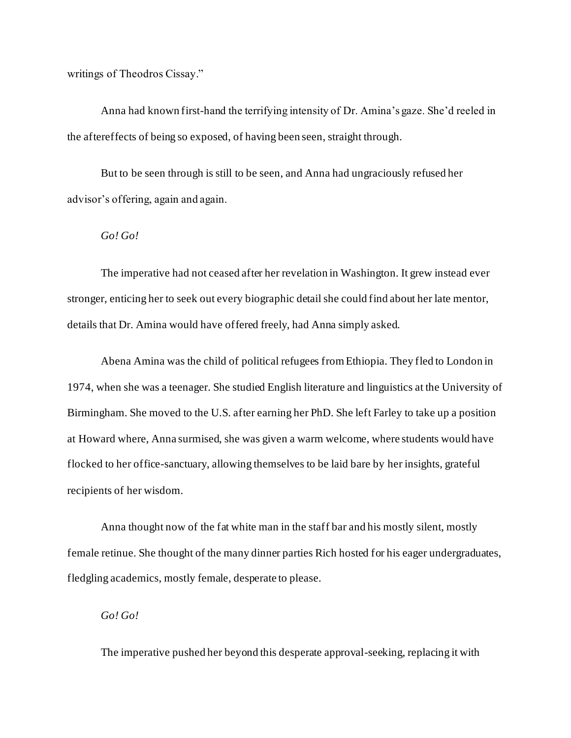writings of Theodros Cissay."

Anna had known first-hand the terrifying intensity of Dr. Amina's gaze. She'd reeled in the aftereffects of being so exposed, of having been seen, straight through.

But to be seen through is still to be seen, and Anna had ungraciously refused her advisor's offering, again and again.

*Go! Go!*

The imperative had not ceased after her revelation in Washington. It grew instead ever stronger, enticing her to seek out every biographic detail she could find about her late mentor, details that Dr. Amina would have offered freely, had Anna simply asked.

Abena Amina was the child of political refugees from Ethiopia. They fled to London in 1974, when she was a teenager. She studied English literature and linguistics at the University of Birmingham. She moved to the U.S. after earning her PhD. She left Farley to take up a position at Howard where, Anna surmised, she was given a warm welcome, where students would have flocked to her office-sanctuary, allowing themselves to be laid bare by her insights, grateful recipients of her wisdom.

Anna thought now of the fat white man in the staff bar and his mostly silent, mostly female retinue. She thought of the many dinner parties Rich hosted for his eager undergraduates, fledgling academics, mostly female, desperate to please.

*Go! Go!*

The imperative pushed her beyond this desperate approval-seeking, replacing it with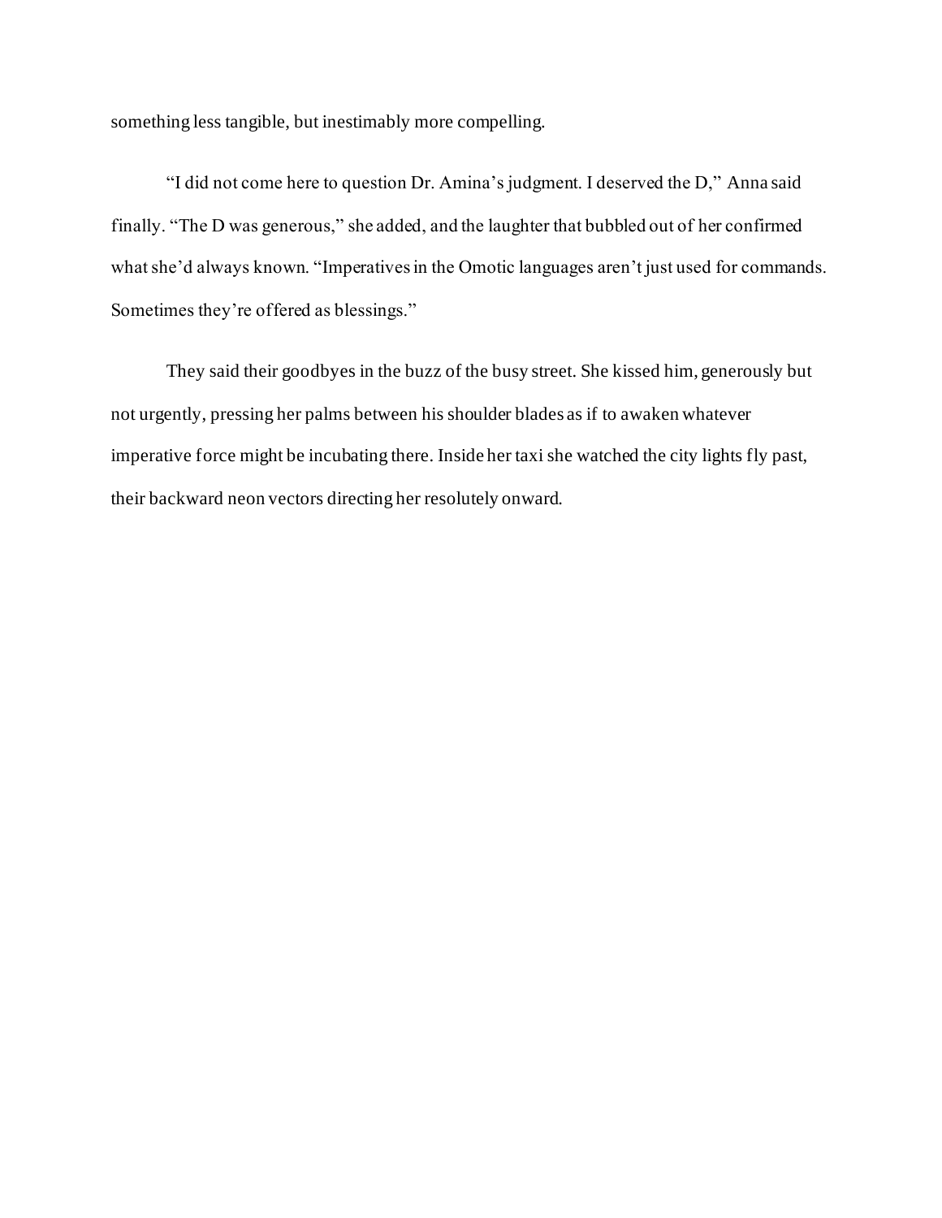something less tangible, but inestimably more compelling.

"I did not come here to question Dr. Amina's judgment. I deserved the D," Anna said finally. "The D was generous," she added, and the laughter that bubbled out of her confirmed what she'd always known. "Imperatives in the Omotic languages aren't just used for commands. Sometimes they're offered as blessings."

They said their goodbyes in the buzz of the busy street. She kissed him, generously but not urgently, pressing her palms between his shoulder blades as if to awaken whatever imperative force might be incubating there. Inside her taxi she watched the city lights fly past, their backward neon vectors directing her resolutely onward.